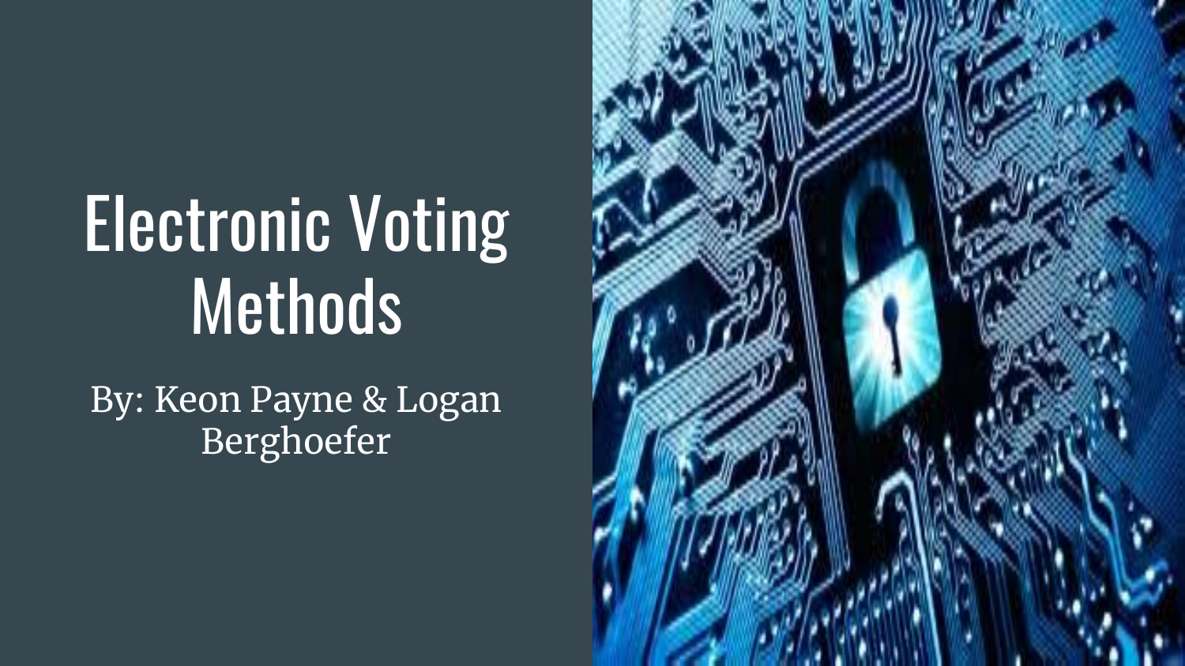# Electronic Voting Methods

By: Keon Payne & Logan Berghoefer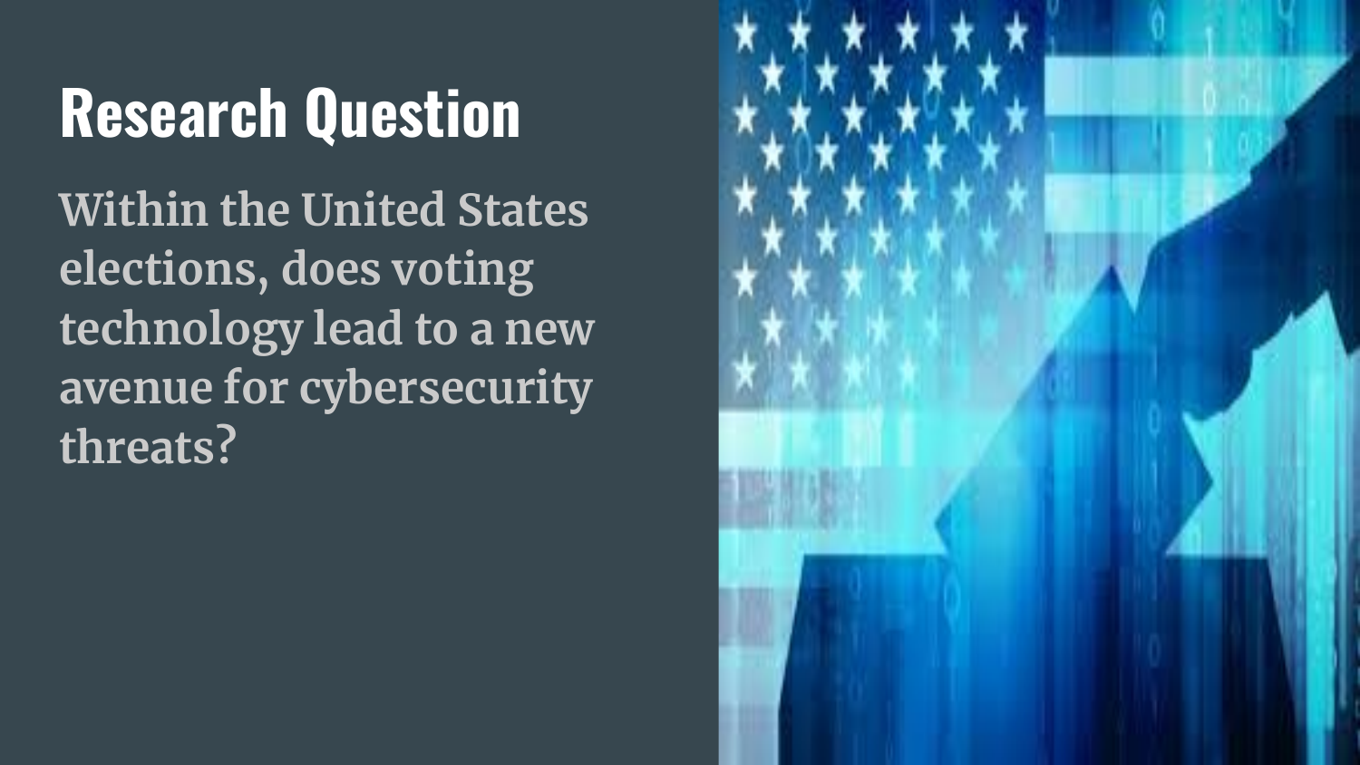# Research Question

**Within the United States elections, does voting technology lead to a new avenue for cybersecurity threats?**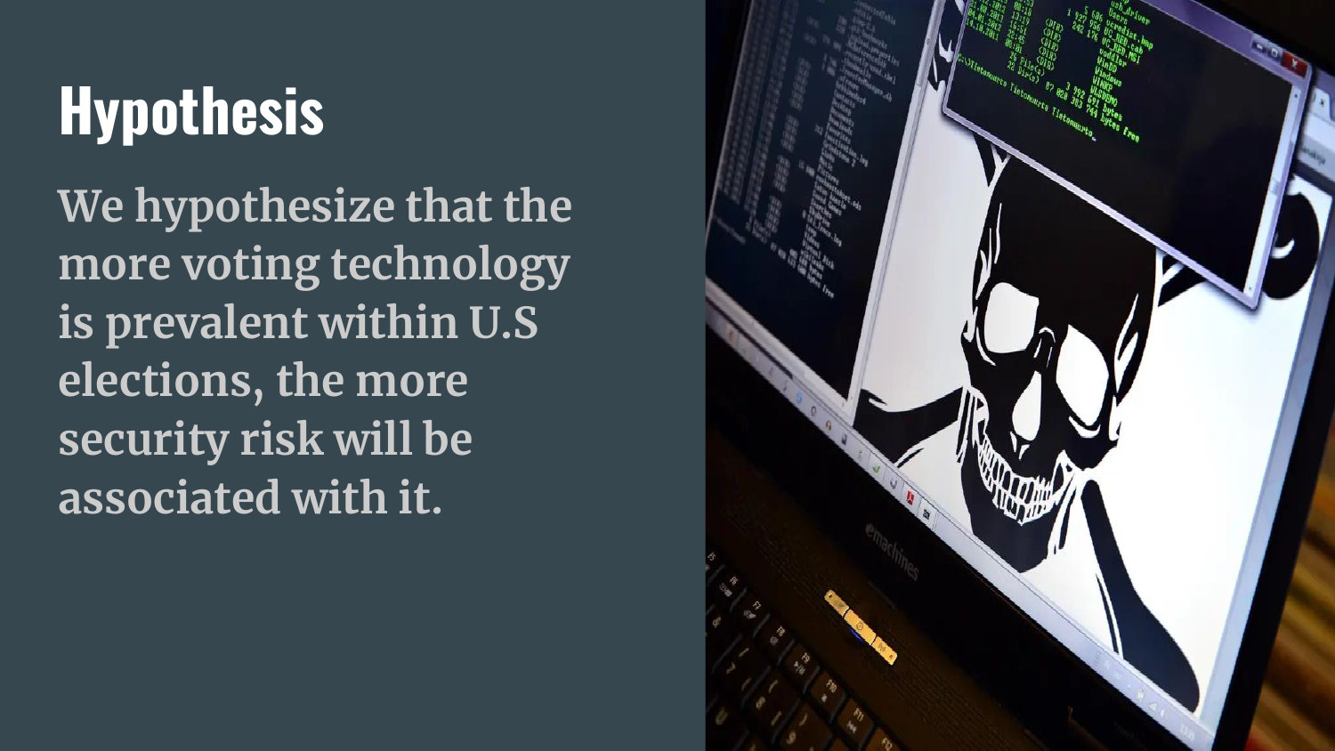# Hypothesis

**We hypothesize that the more voting technology is prevalent within U.S elections, the more security risk will be associated with it.**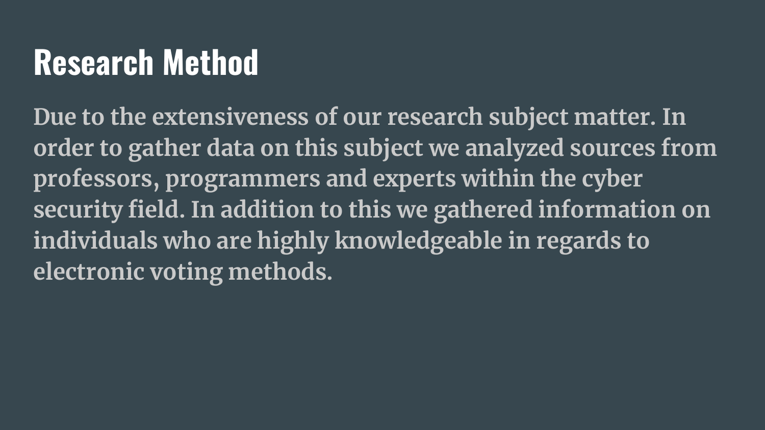# Research Method

Due to the extensiveness of our research subject matter. In order to gather data on this subject we analyzed sources from professors, programmers and experts within the cyber security field. In addition to this we gathered information on individuals who are highly knowledgeable in regards to electronic voting methods.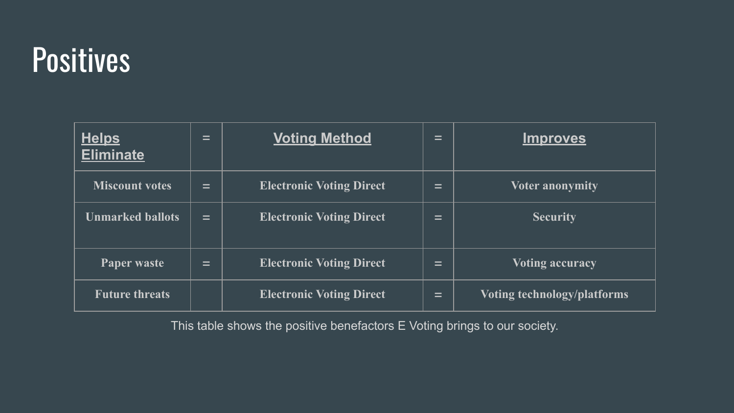# Positives

| Helps Eliminate | = | Voting Method | = | Improves |
|---|---|---|---|---|
| Miscount votes | = | Electronic Voting Direct | = | Voter anonymity |
| Unmarked ballots | = | Electronic Voting Direct | = | Security |
| Paper waste | = | Electronic Voting Direct | = | Voting accuracy |
| Future threats | | Electronic Voting Direct | = | Voting technology/platforms |

This table shows the positive benefactors E Voting brings to our society.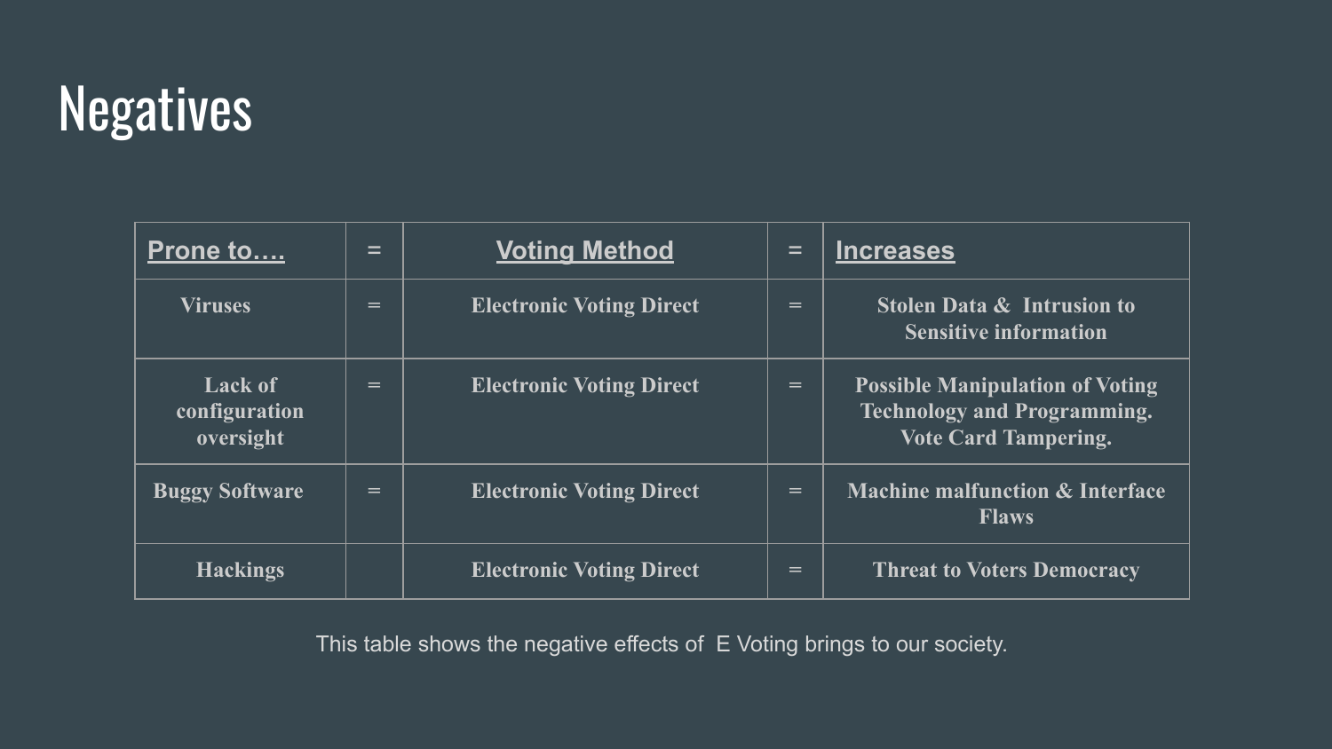# Negatives

| Prone to…. | = | Voting Method | = | Increases |
|---|---|---|---|---|
| Viruses | = | Electronic Voting Direct | = | Stolen Data & Intrusion to Sensitive information |
| Lack of configuration oversight | = | Electronic Voting Direct | = | Possible Manipulation of Voting Technology and Programming. Vote Card Tampering. |
| Buggy Software | = | Electronic Voting Direct | = | Machine malfunction & Interface Flaws |
| Hackings | | Electronic Voting Direct | = | Threat to Voters Democracy |

This table shows the negative effects of E Voting brings to our society.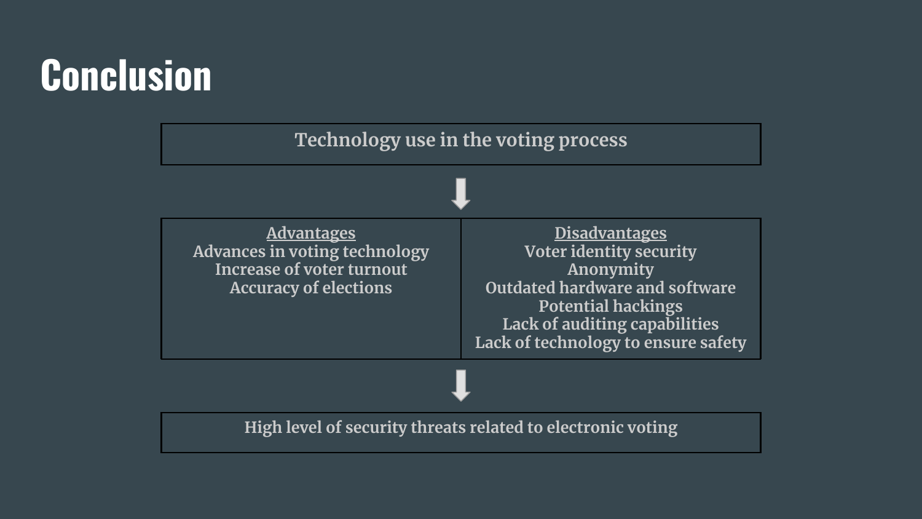# Conclusion

Technology use in the voting process

↓

| Advantages | Disadvantages |
| --- | --- |
| Advances in voting technology | Voter identity security |
| Increase of voter turnout | Anonymity |
| Accuracy of elections | Outdated hardware and software |
| | Potential hackings |
| | Lack of auditing capabilities |
| | Lack of technology to ensure safety |

↓

High level of security threats related to electronic voting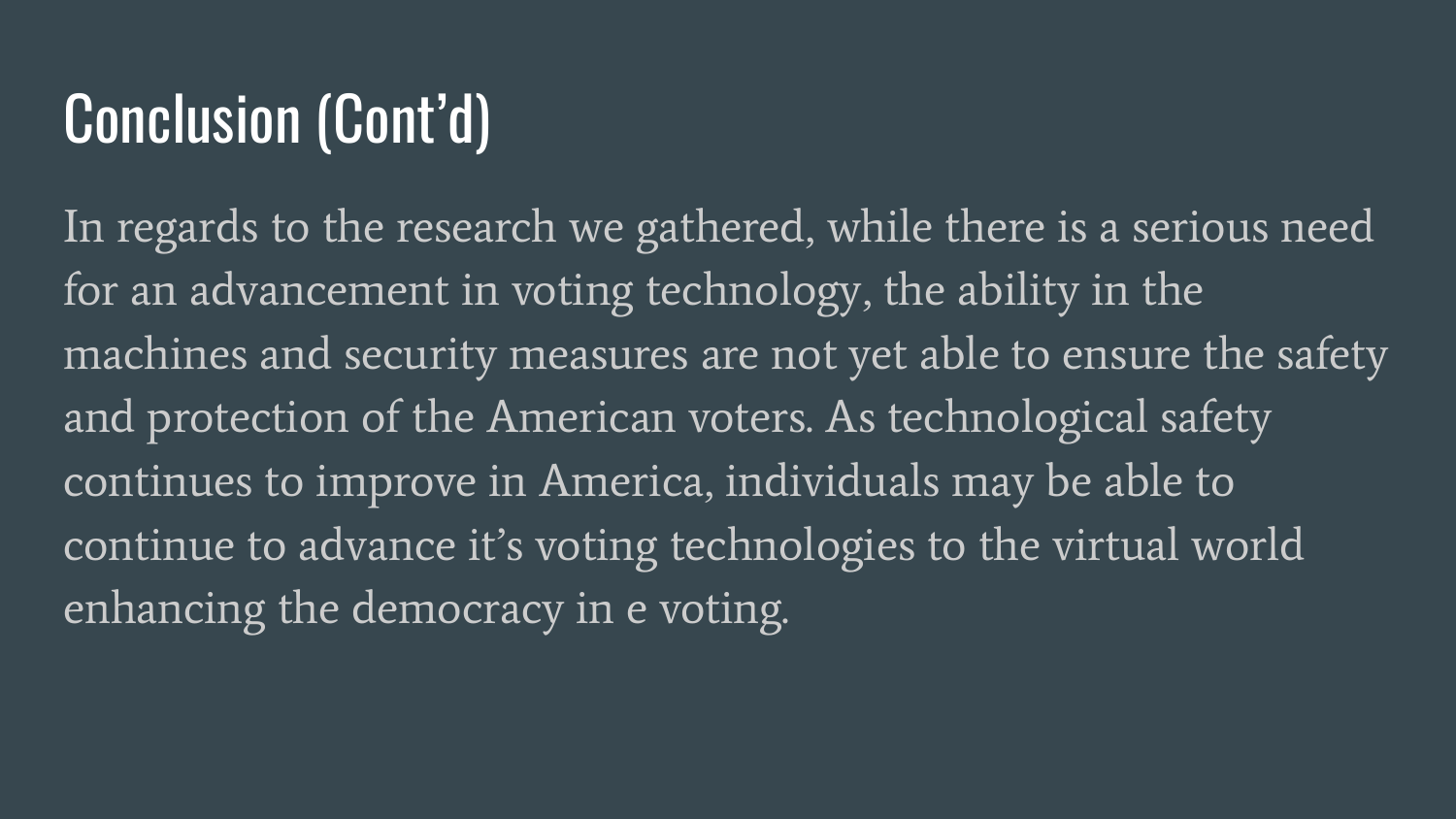# Conclusion (Cont'd)

In regards to the research we gathered, while there is a serious need for an advancement in voting technology, the ability in the machines and security measures are not yet able to ensure the safety and protection of the American voters. As technological safety continues to improve in America, individuals may be able to continue to advance it's voting technologies to the virtual world enhancing the democracy in e voting.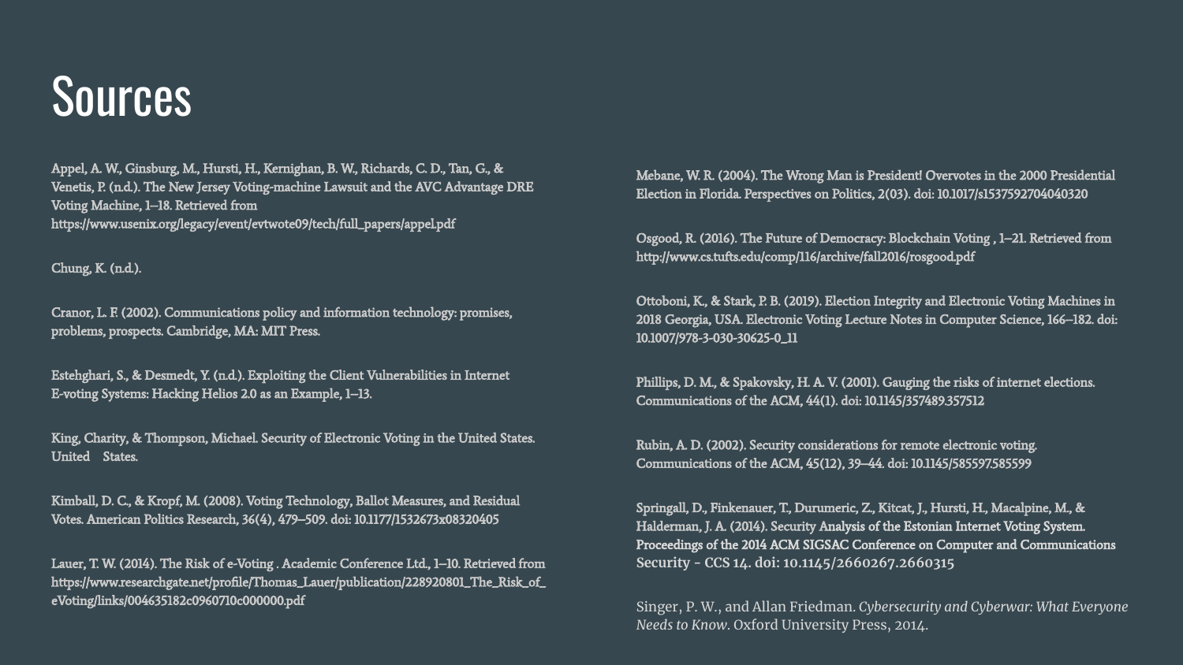# Sources

Appel, A. W., Ginsburg, M., Hursti, H., Kernighan, B. W., Richards, C. D., Tan, G., & Venetis, P. (n.d.). The New Jersey Voting-machine Lawsuit and the AVC Advantage DRE Voting Machine, 1–18. Retrieved from https://www.usenix.org/legacy/event/evtwote09/tech/full_papers/appel.pdf

Chung, K. (n.d.).

Cranor, L. F. (2002). Communications policy and information technology: promises, problems, prospects. Cambridge, MA: MIT Press.

Estehghari, S., & Desmedt, Y. (n.d.). Exploiting the Client Vulnerabilities in Internet E-voting Systems: Hacking Helios 2.0 as an Example, 1–13.

King, Charity, & Thompson, Michael. Security of Electronic Voting in the United States. United States.

Kimball, D. C., & Kropf, M. (2008). Voting Technology, Ballot Measures, and Residual Votes. American Politics Research, 36(4), 479–509. doi: 10.1177/1532673x08320405

Lauer, T. W. (2014). The Risk of e-Voting . Academic Conference Ltd., 1–10. Retrieved from https://www.researchgate.net/profile/Thomas_Lauer/publication/228920801_The_Risk_of_eVoting/links/004635182c0960710c000000.pdf

Mebane, W. R. (2004). The Wrong Man is President! Overvotes in the 2000 Presidential Election in Florida. Perspectives on Politics, 2(03). doi: 10.1017/s1537592704040320

Osgood, R. (2016). The Future of Democracy: Blockchain Voting , 1–21. Retrieved from http://www.cs.tufts.edu/comp/116/archive/fall2016/rosgood.pdf

Ottoboni, K., & Stark, P. B. (2019). Election Integrity and Electronic Voting Machines in 2018 Georgia, USA. Electronic Voting Lecture Notes in Computer Science, 166–182. doi: 10.1007/978-3-030-30625-0_11

Phillips, D. M., & Spakovsky, H. A. V. (2001). Gauging the risks of internet elections. Communications of the ACM, 44(1). doi: 10.1145/357489.357512

Rubin, A. D. (2002). Security considerations for remote electronic voting. Communications of the ACM, 45(12), 39–44. doi: 10.1145/585597.585599

Springall, D., Finkenauer, T., Durumeric, Z., Kitcat, J., Hursti, H., Macalpine, M., & Halderman, J. A. (2014). Security Analysis of the Estonian Internet Voting System. Proceedings of the 2014 ACM SIGSAC Conference on Computer and Communications Security - CCS 14. doi: 10.1145/2660267.2660315

Singer, P. W., and Allan Friedman. *Cybersecurity and Cyberwar: What Everyone Needs to Know*. Oxford University Press, 2014.